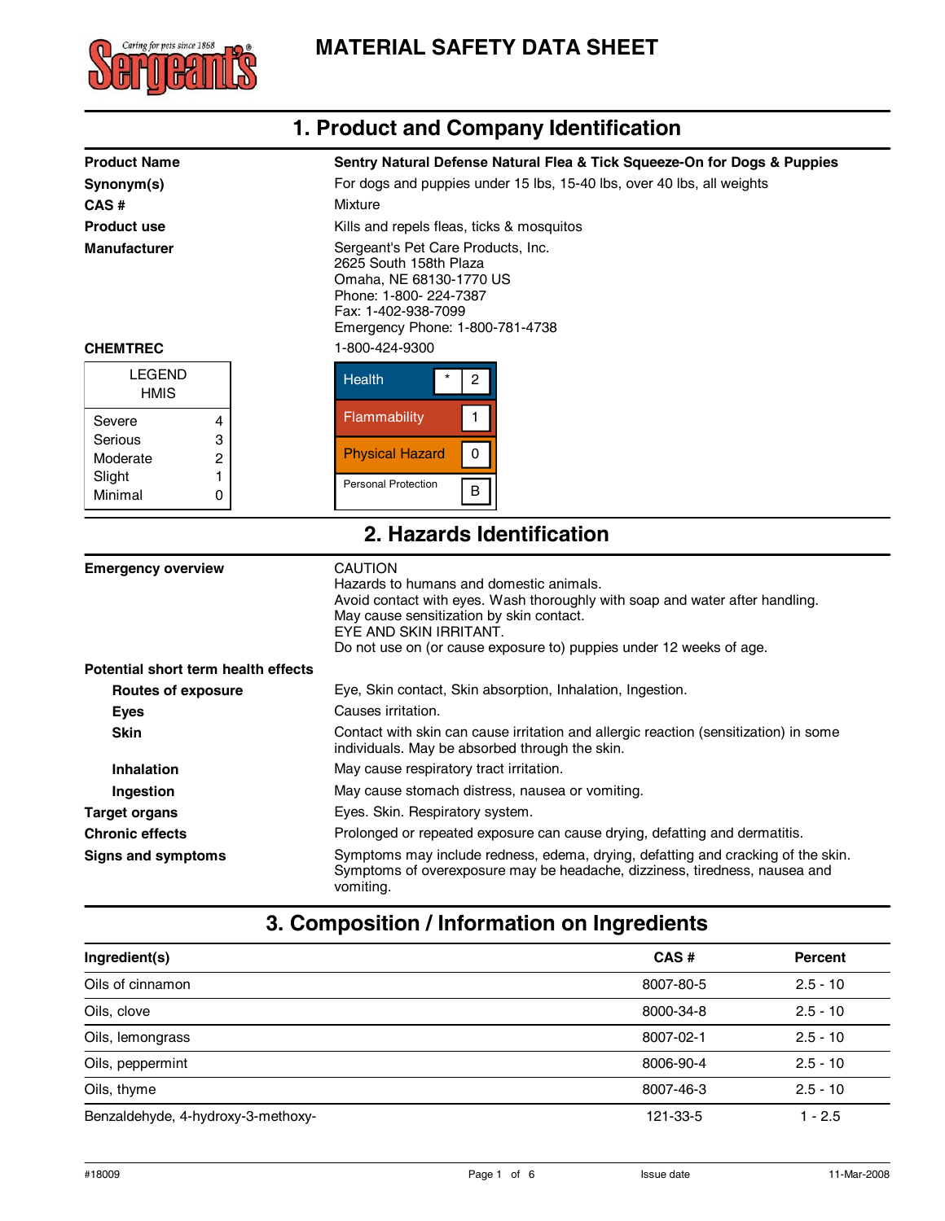# MATERIAL SAFETY DATA SHEET

## 1. Product and Company Identification

| | |
|---|---|
| **Product Name** | **Sentry Natural Defense Natural Flea & Tick Squeeze-On for Dogs & Puppies** |
| **Synonym(s)** | For dogs and puppies under 15 lbs, 15-40 lbs, over 40 lbs, all weights |
| **CAS #** | Mixture |
| **Product use** | Kills and repels fleas, ticks & mosquitos |
| **Manufacturer** | Sergeant's Pet Care Products, Inc.<br>2625 South 158th Plaza<br>Omaha, NE 68130-1770 US<br>Phone: 1-800- 224-7387<br>Fax: 1-402-938-7099<br>Emergency Phone: 1-800-781-4738 |
| **CHEMTREC** | 1-800-424-9300 |

| LEGEND HMIS | |
|---|---|
| Severe | 4 |
| Serious | 3 |
| Moderate | 2 |
| Slight | 1 |
| Minimal | 0 |

| HMIS | | |
|---|---|---|
| Health | * | 2 |
| Flammability | | 1 |
| Physical Hazard | | 0 |
| Personal Protection | | B |

## 2. Hazards Identification

**Emergency overview**

CAUTION
Hazards to humans and domestic animals.
Avoid contact with eyes. Wash thoroughly with soap and water after handling.
May cause sensitization by skin contact.
EYE AND SKIN IRRITANT.
Do not use on (or cause exposure to) puppies under 12 weeks of age.

**Potential short term health effects**

| | |
|---|---|
| **Routes of exposure** | Eye, Skin contact, Skin absorption, Inhalation, Ingestion. |
| **Eyes** | Causes irritation. |
| **Skin** | Contact with skin can cause irritation and allergic reaction (sensitization) in some individuals. May be absorbed through the skin. |
| **Inhalation** | May cause respiratory tract irritation. |
| **Ingestion** | May cause stomach distress, nausea or vomiting. |
| **Target organs** | Eyes. Skin. Respiratory system. |
| **Chronic effects** | Prolonged or repeated exposure can cause drying, defatting and dermatitis. |
| **Signs and symptoms** | Symptoms may include redness, edema, drying, defatting and cracking of the skin. Symptoms of overexposure may be headache, dizziness, tiredness, nausea and vomiting. |

## 3. Composition / Information on Ingredients

| Ingredient(s) | CAS # | Percent |
|---|---|---|
| Oils of cinnamon | 8007-80-5 | 2.5 - 10 |
| Oils, clove | 8000-34-8 | 2.5 - 10 |
| Oils, lemongrass | 8007-02-1 | 2.5 - 10 |
| Oils, peppermint | 8006-90-4 | 2.5 - 10 |
| Oils, thyme | 8007-46-3 | 2.5 - 10 |
| Benzaldehyde, 4-hydroxy-3-methoxy- | 121-33-5 | 1 - 2.5 |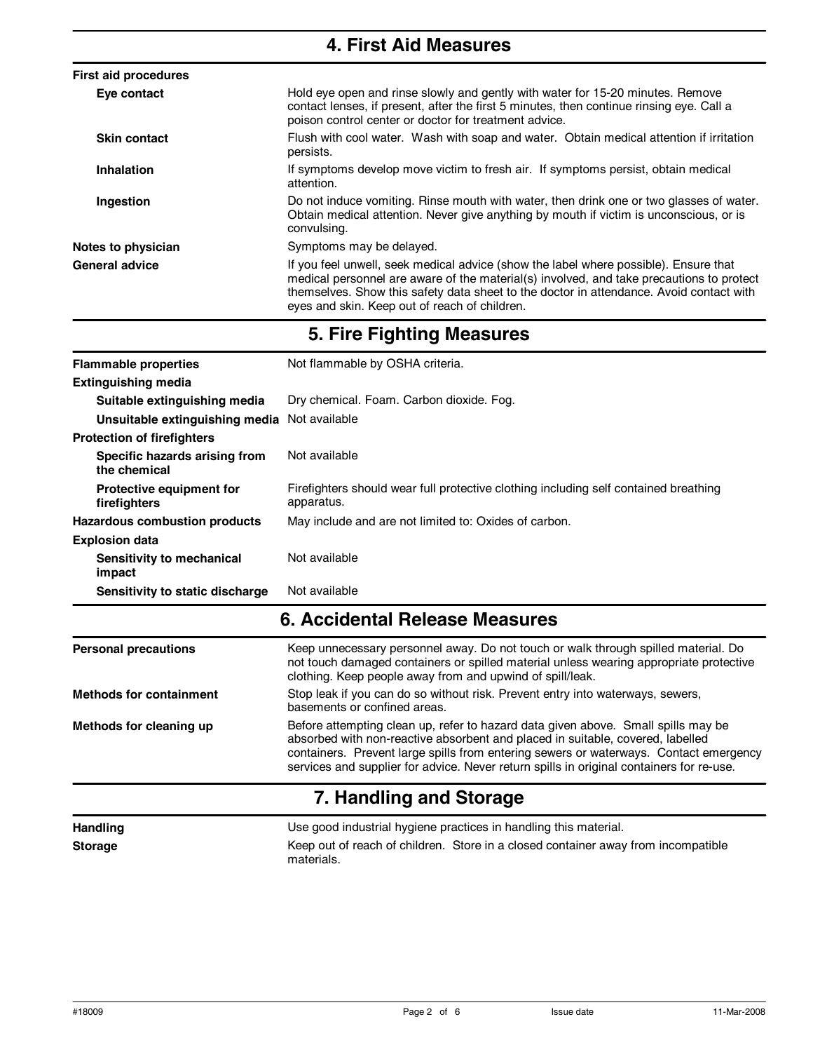## 4. First Aid Measures

**First aid procedures**

| | |
|---|---|
| **Eye contact** | Hold eye open and rinse slowly and gently with water for 15-20 minutes. Remove contact lenses, if present, after the first 5 minutes, then continue rinsing eye. Call a poison control center or doctor for treatment advice. |
| **Skin contact** | Flush with cool water. Wash with soap and water. Obtain medical attention if irritation persists. |
| **Inhalation** | If symptoms develop move victim to fresh air. If symptoms persist, obtain medical attention. |
| **Ingestion** | Do not induce vomiting. Rinse mouth with water, then drink one or two glasses of water. Obtain medical attention. Never give anything by mouth if victim is unconscious, or is convulsing. |

**Notes to physician** Symptoms may be delayed.

**General advice** If you feel unwell, seek medical advice (show the label where possible). Ensure that medical personnel are aware of the material(s) involved, and take precautions to protect themselves. Show this safety data sheet to the doctor in attendance. Avoid contact with eyes and skin. Keep out of reach of children.

## 5. Fire Fighting Measures

**Flammable properties** Not flammable by OSHA criteria.

**Extinguishing media**

| | |
|---|---|
| **Suitable extinguishing media** | Dry chemical. Foam. Carbon dioxide. Fog. |
| **Unsuitable extinguishing media** | Not available |

**Protection of firefighters**

| | |
|---|---|
| **Specific hazards arising from the chemical** | Not available |
| **Protective equipment for firefighters** | Firefighters should wear full protective clothing including self contained breathing apparatus. |

**Hazardous combustion products** May include and are not limited to: Oxides of carbon.

**Explosion data**

| | |
|---|---|
| **Sensitivity to mechanical impact** | Not available |
| **Sensitivity to static discharge** | Not available |

## 6. Accidental Release Measures

**Personal precautions** Keep unnecessary personnel away. Do not touch or walk through spilled material. Do not touch damaged containers or spilled material unless wearing appropriate protective clothing. Keep people away from and upwind of spill/leak.

**Methods for containment** Stop leak if you can do so without risk. Prevent entry into waterways, sewers, basements or confined areas.

**Methods for cleaning up** Before attempting clean up, refer to hazard data given above. Small spills may be absorbed with non-reactive absorbent and placed in suitable, covered, labelled containers. Prevent large spills from entering sewers or waterways. Contact emergency services and supplier for advice. Never return spills in original containers for re-use.

## 7. Handling and Storage

**Handling** Use good industrial hygiene practices in handling this material.

**Storage** Keep out of reach of children. Store in a closed container away from incompatible materials.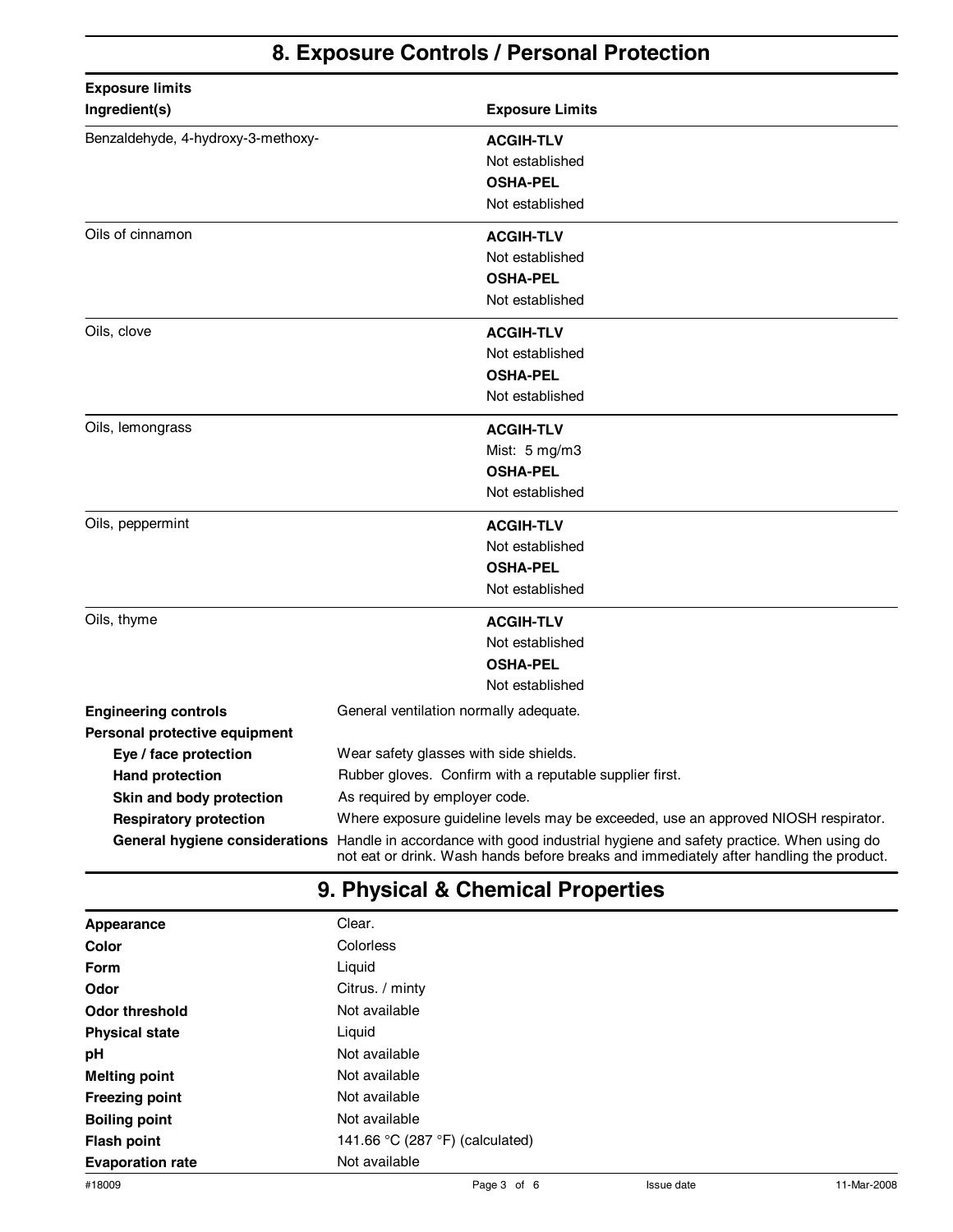## 8. Exposure Controls / Personal Protection

**Exposure limits**

| Ingredient(s) | Exposure Limits |
|---|---|
| Benzaldehyde, 4-hydroxy-3-methoxy- | **ACGIH-TLV**<br>Not established<br>**OSHA-PEL**<br>Not established |
| Oils of cinnamon | **ACGIH-TLV**<br>Not established<br>**OSHA-PEL**<br>Not established |
| Oils, clove | **ACGIH-TLV**<br>Not established<br>**OSHA-PEL**<br>Not established |
| Oils, lemongrass | **ACGIH-TLV**<br>Mist: 5 mg/m3<br>**OSHA-PEL**<br>Not established |
| Oils, peppermint | **ACGIH-TLV**<br>Not established<br>**OSHA-PEL**<br>Not established |
| Oils, thyme | **ACGIH-TLV**<br>Not established<br>**OSHA-PEL**<br>Not established |

**Engineering controls** General ventilation normally adequate.

**Personal protective equipment**

- **Eye / face protection** Wear safety glasses with side shields.
- **Hand protection** Rubber gloves. Confirm with a reputable supplier first.
- **Skin and body protection** As required by employer code.
- **Respiratory protection** Where exposure guideline levels may be exceeded, use an approved NIOSH respirator.
- **General hygiene considerations** Handle in accordance with good industrial hygiene and safety practice. When using do not eat or drink. Wash hands before breaks and immediately after handling the product.

## 9. Physical & Chemical Properties

| | |
|---|---|
| **Appearance** | Clear. |
| **Color** | Colorless |
| **Form** | Liquid |
| **Odor** | Citrus. / minty |
| **Odor threshold** | Not available |
| **Physical state** | Liquid |
| **pH** | Not available |
| **Melting point** | Not available |
| **Freezing point** | Not available |
| **Boiling point** | Not available |
| **Flash point** | 141.66 °C (287 °F) (calculated) |
| **Evaporation rate** | Not available |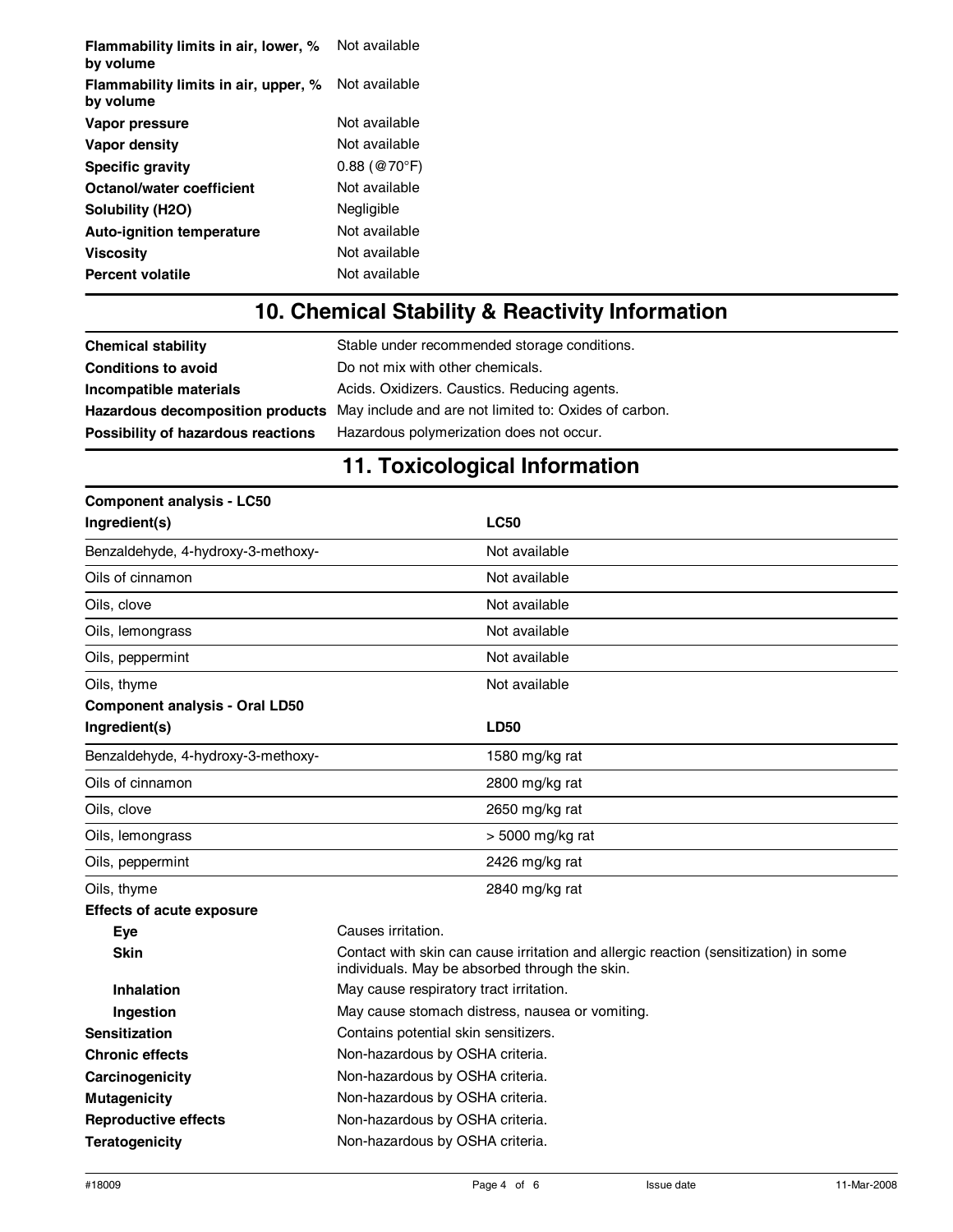| | |
|---|---|
| **Flammability limits in air, lower, % by volume** | Not available |
| **Flammability limits in air, upper, % by volume** | Not available |
| **Vapor pressure** | Not available |
| **Vapor density** | Not available |
| **Specific gravity** | 0.88 (@70°F) |
| **Octanol/water coefficient** | Not available |
| **Solubility (H2O)** | Negligible |
| **Auto-ignition temperature** | Not available |
| **Viscosity** | Not available |
| **Percent volatile** | Not available |

## 10. Chemical Stability & Reactivity Information

| | |
|---|---|
| **Chemical stability** | Stable under recommended storage conditions. |
| **Conditions to avoid** | Do not mix with other chemicals. |
| **Incompatible materials** | Acids. Oxidizers. Caustics. Reducing agents. |
| **Hazardous decomposition products** | May include and are not limited to: Oxides of carbon. |
| **Possibility of hazardous reactions** | Hazardous polymerization does not occur. |

## 11. Toxicological Information

**Component analysis - LC50**

| Ingredient(s) | LC50 |
|---|---|
| Benzaldehyde, 4-hydroxy-3-methoxy- | Not available |
| Oils of cinnamon | Not available |
| Oils, clove | Not available |
| Oils, lemongrass | Not available |
| Oils, peppermint | Not available |
| Oils, thyme | Not available |

**Component analysis - Oral LD50**

| Ingredient(s) | LD50 |
|---|---|
| Benzaldehyde, 4-hydroxy-3-methoxy- | 1580 mg/kg rat |
| Oils of cinnamon | 2800 mg/kg rat |
| Oils, clove | 2650 mg/kg rat |
| Oils, lemongrass | > 5000 mg/kg rat |
| Oils, peppermint | 2426 mg/kg rat |
| Oils, thyme | 2840 mg/kg rat |

**Effects of acute exposure**

| | |
|---|---|
| **Eye** | Causes irritation. |
| **Skin** | Contact with skin can cause irritation and allergic reaction (sensitization) in some individuals. May be absorbed through the skin. |
| **Inhalation** | May cause respiratory tract irritation. |
| **Ingestion** | May cause stomach distress, nausea or vomiting. |
| **Sensitization** | Contains potential skin sensitizers. |
| **Chronic effects** | Non-hazardous by OSHA criteria. |
| **Carcinogenicity** | Non-hazardous by OSHA criteria. |
| **Mutagenicity** | Non-hazardous by OSHA criteria. |
| **Reproductive effects** | Non-hazardous by OSHA criteria. |
| **Teratogenicity** | Non-hazardous by OSHA criteria. |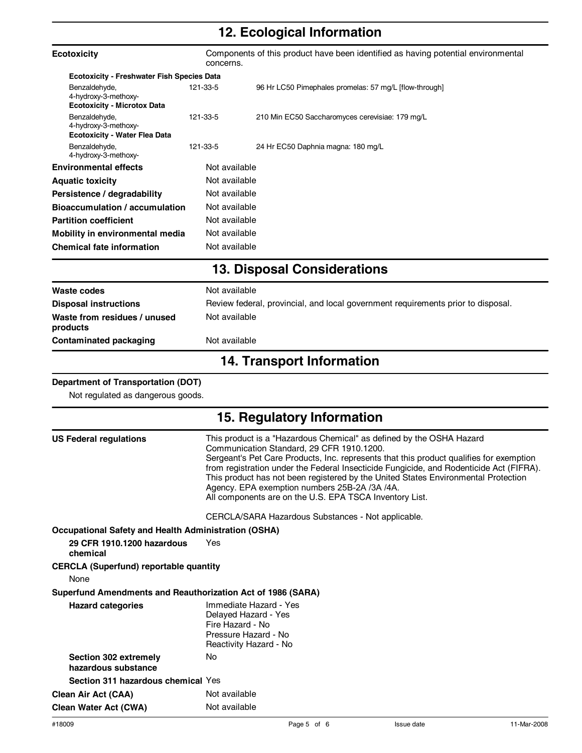## 12. Ecological Information

| | |
|---|---|
| **Ecotoxicity** | Components of this product have been identified as having potential environmental concerns. |

**Ecotoxicity - Freshwater Fish Species Data**

| | | |
|---|---|---|
| Benzaldehyde, 4-hydroxy-3-methoxy- | 121-33-5 | 96 Hr LC50 Pimephales promelas: 57 mg/L [flow-through] |

**Ecotoxicity - Microtox Data**

| | | |
|---|---|---|
| Benzaldehyde, 4-hydroxy-3-methoxy- | 121-33-5 | 210 Min EC50 Saccharomyces cerevisiae: 179 mg/L |

**Ecotoxicity - Water Flea Data**

| | | |
|---|---|---|
| Benzaldehyde, 4-hydroxy-3-methoxy- | 121-33-5 | 24 Hr EC50 Daphnia magna: 180 mg/L |

| | |
|---|---|
| **Environmental effects** | Not available |
| **Aquatic toxicity** | Not available |
| **Persistence / degradability** | Not available |
| **Bioaccumulation / accumulation** | Not available |
| **Partition coefficient** | Not available |
| **Mobility in environmental media** | Not available |
| **Chemical fate information** | Not available |

## 13. Disposal Considerations

| | |
|---|---|
| **Waste codes** | Not available |
| **Disposal instructions** | Review federal, provincial, and local government requirements prior to disposal. |
| **Waste from residues / unused products** | Not available |
| **Contaminated packaging** | Not available |

## 14. Transport Information

**Department of Transportation (DOT)**

Not regulated as dangerous goods.

## 15. Regulatory Information

**US Federal regulations**

This product is a "Hazardous Chemical" as defined by the OSHA Hazard Communication Standard, 29 CFR 1910.1200.
Sergeant's Pet Care Products, Inc. represents that this product qualifies for exemption from registration under the Federal Insecticide Fungicide, and Rodenticide Act (FIFRA). This product has not been registered by the United States Environmental Protection Agency. EPA exemption numbers 25B-2A /3A /4A.
All components are on the U.S. EPA TSCA Inventory List.

CERCLA/SARA Hazardous Substances - Not applicable.

**Occupational Safety and Health Administration (OSHA)**

| | |
|---|---|
| **29 CFR 1910.1200 hazardous chemical** | Yes |

**CERCLA (Superfund) reportable quantity**

None

**Superfund Amendments and Reauthorization Act of 1986 (SARA)**

| | |
|---|---|
| **Hazard categories** | Immediate Hazard - Yes<br>Delayed Hazard - Yes<br>Fire Hazard - No<br>Pressure Hazard - No<br>Reactivity Hazard - No |
| **Section 302 extremely hazardous substance** | No |
| **Section 311 hazardous chemical** | Yes |
| **Clean Air Act (CAA)** | Not available |
| **Clean Water Act (CWA)** | Not available |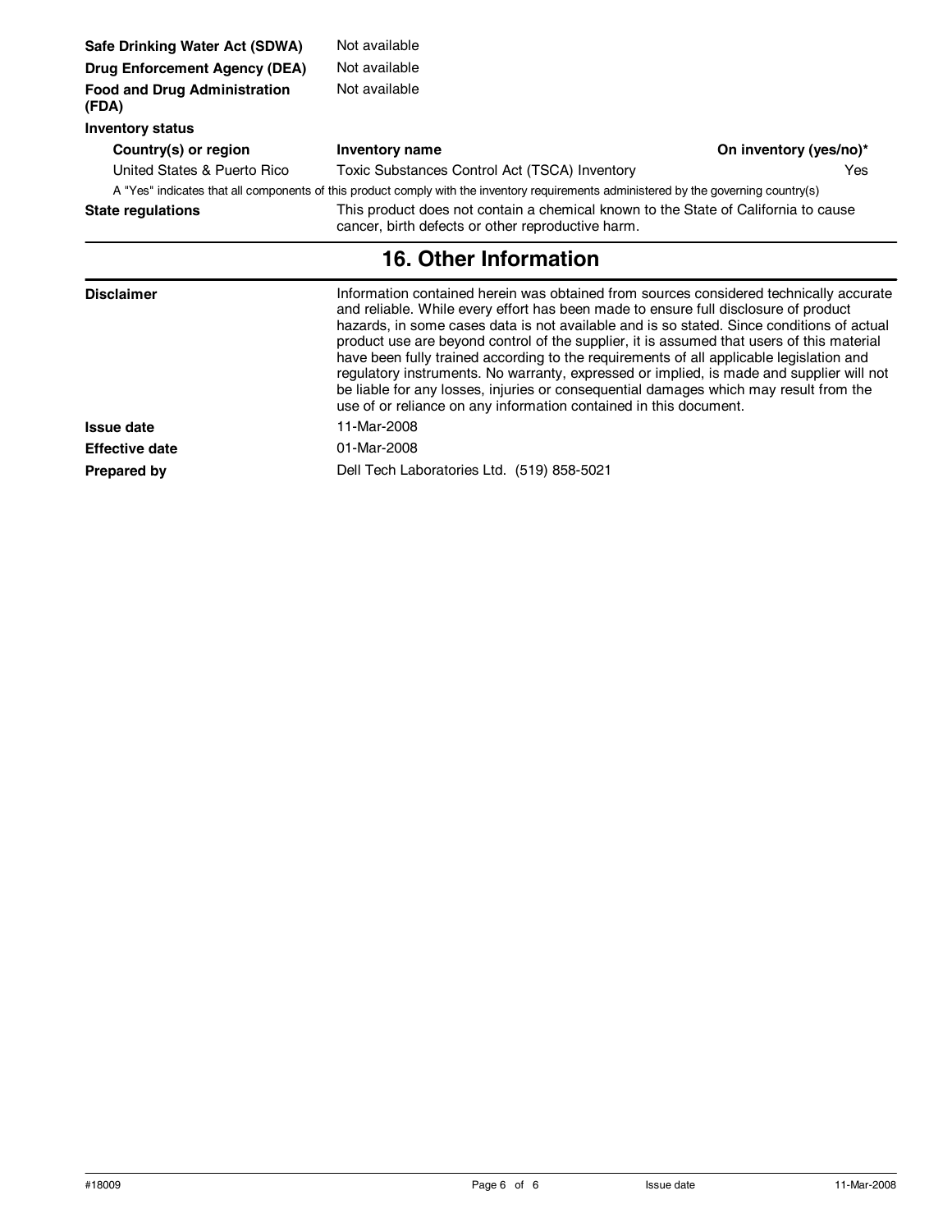**Safe Drinking Water Act (SDWA)** Not available

**Drug Enforcement Agency (DEA)** Not available

**Food and Drug Administration (FDA)** Not available

**Inventory status**

| Country(s) or region | Inventory name | On inventory (yes/no)* |
|---|---|---|
| United States & Puerto Rico | Toxic Substances Control Act (TSCA) Inventory | Yes |

A "Yes" indicates that all components of this product comply with the inventory requirements administered by the governing country(s)

**State regulations** This product does not contain a chemical known to the State of California to cause cancer, birth defects or other reproductive harm.

## 16. Other Information

**Disclaimer** Information contained herein was obtained from sources considered technically accurate and reliable. While every effort has been made to ensure full disclosure of product hazards, in some cases data is not available and is so stated. Since conditions of actual product use are beyond control of the supplier, it is assumed that users of this material have been fully trained according to the requirements of all applicable legislation and regulatory instruments. No warranty, expressed or implied, is made and supplier will not be liable for any losses, injuries or consequential damages which may result from the use of or reliance on any information contained in this document.

**Issue date** 11-Mar-2008

**Effective date** 01-Mar-2008

**Prepared by** Dell Tech Laboratories Ltd. (519) 858-5021